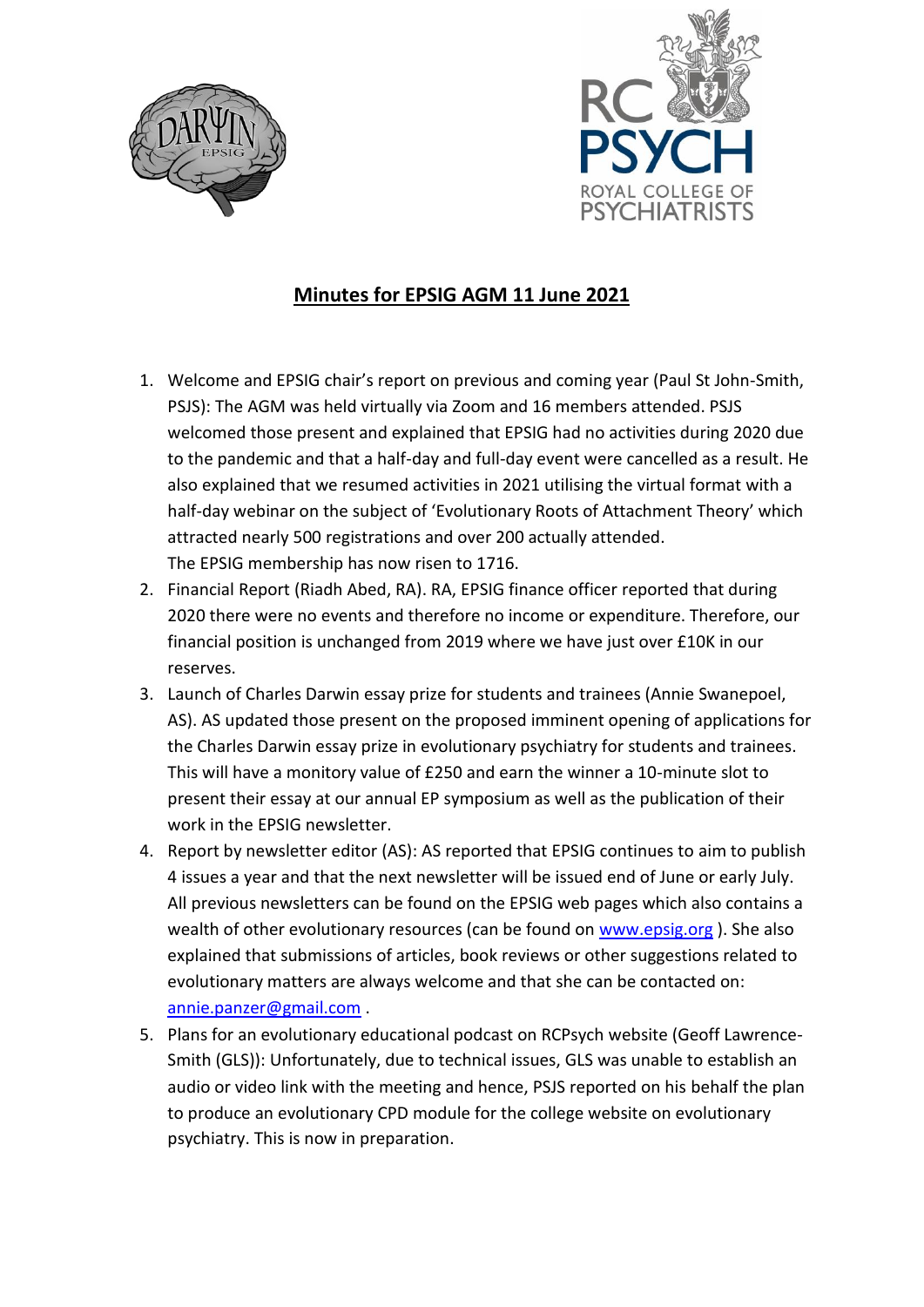# Minutes for EPSIG AGM 11 June 2021

1. Welcome and EPSIG chair's report on previous and coming year (Paul St John-Smith, PSJS): The AGM was held virtually via Zoom and 16 members attended. PSJS welcomed those present and explained that EPSIG had no activities during 2020 due to the pandemic and that a half-day and full-day event were cancelled as a result. He also explained that we resumed activities in 2021 utilising the virtual format with a half-day webinar on the subject of 'Evolutionary Roots of Attachment Theory' which attracted nearly 500 registrations and over 200 actually attended.
   The EPSIG membership has now risen to 1716.
2. Financial Report (Riadh Abed, RA). RA, EPSIG finance officer reported that during 2020 there were no events and therefore no income or expenditure. Therefore, our financial position is unchanged from 2019 where we have just over £10K in our reserves.
3. Launch of Charles Darwin essay prize for students and trainees (Annie Swanepoel, AS). AS updated those present on the proposed imminent opening of applications for the Charles Darwin essay prize in evolutionary psychiatry for students and trainees. This will have a monitory value of £250 and earn the winner a 10-minute slot to present their essay at our annual EP symposium as well as the publication of their work in the EPSIG newsletter.
4. Report by newsletter editor (AS): AS reported that EPSIG continues to aim to publish 4 issues a year and that the next newsletter will be issued end of June or early July. All previous newsletters can be found on the EPSIG web pages which also contains a wealth of other evolutionary resources (can be found on [www.epsig.org](www.epsig.org) ). She also explained that submissions of articles, book reviews or other suggestions related to evolutionary matters are always welcome and that she can be contacted on: [annie.panzer@gmail.com](mailto:annie.panzer@gmail.com) .
5. Plans for an evolutionary educational podcast on RCPsych website (Geoff Lawrence-Smith (GLS)): Unfortunately, due to technical issues, GLS was unable to establish an audio or video link with the meeting and hence, PSJS reported on his behalf the plan to produce an evolutionary CPD module for the college website on evolutionary psychiatry. This is now in preparation.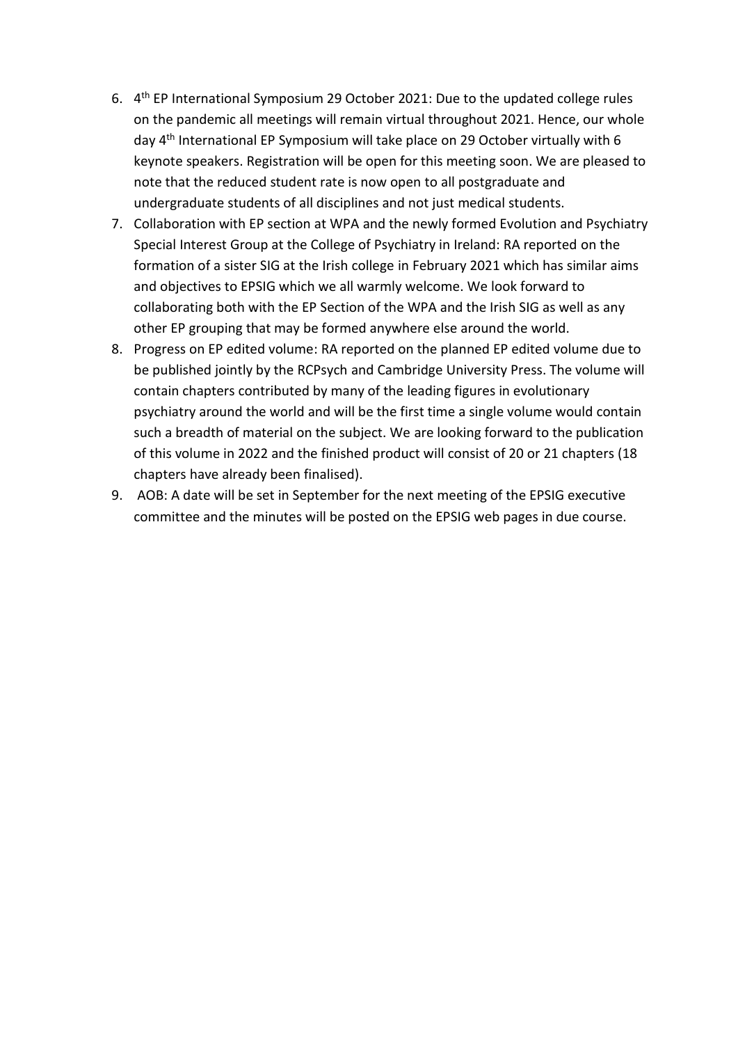6. 4th EP International Symposium 29 October 2021: Due to the updated college rules on the pandemic all meetings will remain virtual throughout 2021. Hence, our whole day 4th International EP Symposium will take place on 29 October virtually with 6 keynote speakers. Registration will be open for this meeting soon. We are pleased to note that the reduced student rate is now open to all postgraduate and undergraduate students of all disciplines and not just medical students.
7. Collaboration with EP section at WPA and the newly formed Evolution and Psychiatry Special Interest Group at the College of Psychiatry in Ireland: RA reported on the formation of a sister SIG at the Irish college in February 2021 which has similar aims and objectives to EPSIG which we all warmly welcome. We look forward to collaborating both with the EP Section of the WPA and the Irish SIG as well as any other EP grouping that may be formed anywhere else around the world.
8. Progress on EP edited volume: RA reported on the planned EP edited volume due to be published jointly by the RCPsych and Cambridge University Press. The volume will contain chapters contributed by many of the leading figures in evolutionary psychiatry around the world and will be the first time a single volume would contain such a breadth of material on the subject. We are looking forward to the publication of this volume in 2022 and the finished product will consist of 20 or 21 chapters (18 chapters have already been finalised).
9. AOB: A date will be set in September for the next meeting of the EPSIG executive committee and the minutes will be posted on the EPSIG web pages in due course.